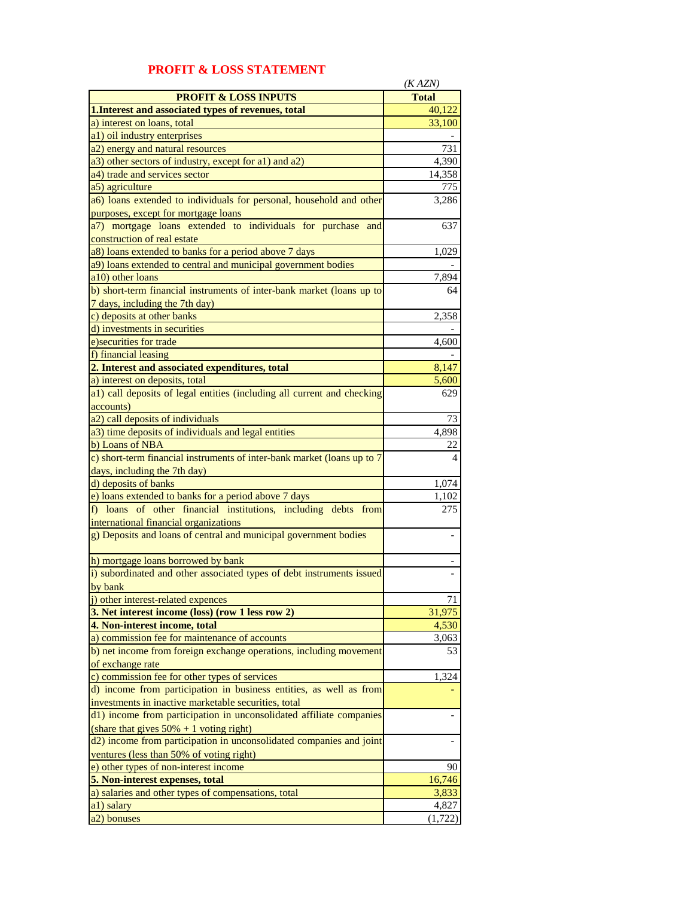# PROFIT & LOSS STATEMENT

*(K AZN)*

| PROFIT & LOSS INPUTS | Total |
|---|---|
| **1.Interest and associated types of revenues, total** | 40,122 |
| a) interest on loans, total | 33,100 |
| a1) oil industry enterprises | - |
| a2) energy and natural resources | 731 |
| a3) other sectors of industry, except for a1) and a2) | 4,390 |
| a4) trade and services sector | 14,358 |
| a5) agriculture | 775 |
| a6) loans extended to individuals for personal, household and other purposes, except for mortgage loans | 3,286 |
| a7) mortgage loans extended to individuals for purchase and construction of real estate | 637 |
| a8) loans extended to banks for a period above 7 days | 1,029 |
| a9) loans extended to central and municipal government bodies | - |
| a10) other loans | 7,894 |
| b) short-term financial instruments of inter-bank market (loans up to 7 days, including the 7th day) | 64 |
| c) deposits at other banks | 2,358 |
| d) investments in securities | - |
| e)securities for trade | 4,600 |
| f) financial leasing | - |
| **2. Interest and associated expenditures, total** | 8,147 |
| a) interest on deposits, total | 5,600 |
| a1) call deposits of legal entities (including all current and checking accounts) | 629 |
| a2) call deposits of individuals | 73 |
| a3) time deposits of individuals and legal entities | 4,898 |
| b) Loans of NBA | 22 |
| c) short-term financial instruments of inter-bank market (loans up to 7 days, including the 7th day) | 4 |
| d) deposits of banks | 1,074 |
| e) loans extended to banks for a period above 7 days | 1,102 |
| f) loans of other financial institutions, including debts from international financial organizations | 275 |
| g) Deposits and loans of central and municipal government bodies | - |
| h) mortgage loans borrowed by bank | - |
| i) subordinated and other associated types of debt instruments issued by bank | - |
| j) other interest-related expences | 71 |
| **3. Net interest income (loss) (row 1 less row 2)** | 31,975 |
| **4. Non-interest income, total** | 4,530 |
| a) commission fee for maintenance of accounts | 3,063 |
| b) net income from foreign exchange operations, including movement of exchange rate | 53 |
| c) commission fee for other types of services | 1,324 |
| d) income from participation in business entities, as well as from investments in inactive marketable securities, total | - |
| d1) income from participation in unconsolidated affiliate companies (share that gives 50% + 1 voting right) | - |
| d2) income from participation in unconsolidated companies and joint ventures (less than 50% of voting right) | - |
| e) other types of non-interest income | 90 |
| **5. Non-interest expenses, total** | 16,746 |
| a) salaries and other types of compensations, total | 3,833 |
| a1) salary | 4,827 |
| a2) bonuses | (1,722) |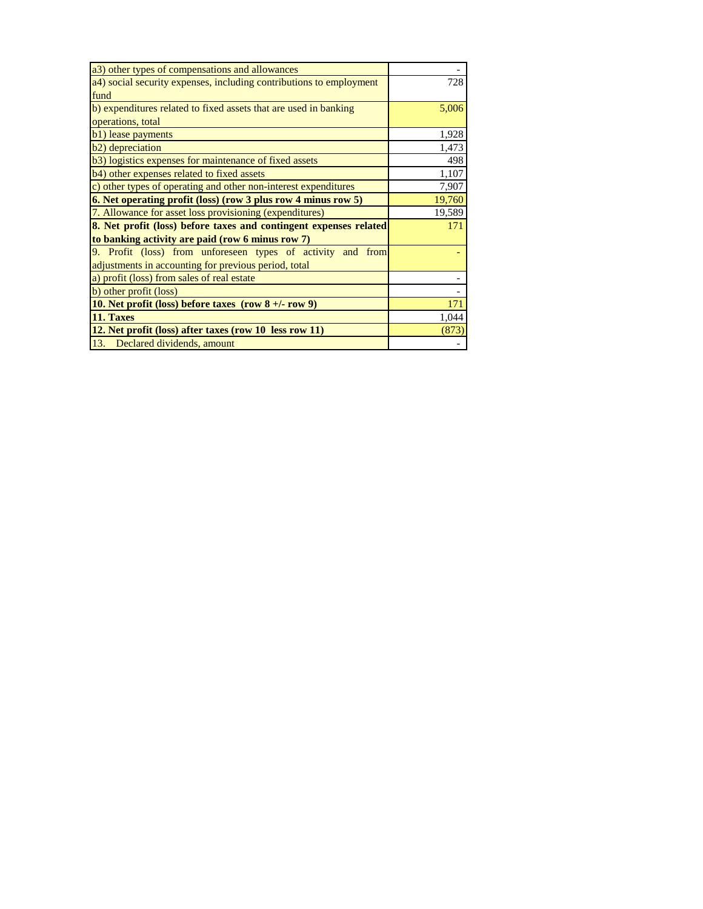| | |
|---|---|
| a3) other types of compensations and allowances | - |
| a4) social security expenses, including contributions to employment fund | 728 |
| b) expenditures related to fixed assets that are used in banking operations, total | 5,006 |
| b1) lease payments | 1,928 |
| b2) depreciation | 1,473 |
| b3) logistics expenses for maintenance of fixed assets | 498 |
| b4) other expenses related to fixed assets | 1,107 |
| c) other types of operating and other non-interest expenditures | 7,907 |
| **6. Net operating profit (loss) (row 3 plus row 4 minus row 5)** | 19,760 |
| 7. Allowance for asset loss provisioning (expenditures) | 19,589 |
| **8. Net profit (loss) before taxes and contingent expenses related to banking activity are paid (row 6 minus row 7)** | 171 |
| 9. Profit (loss) from unforeseen types of activity and from adjustments in accounting for previous period, total | - |
| a) profit (loss) from sales of real estate | - |
| b) other profit (loss) | - |
| **10. Net profit (loss) before taxes (row 8 +/- row 9)** | 171 |
| **11. Taxes** | 1,044 |
| **12. Net profit (loss) after taxes (row 10 less row 11)** | (873) |
| 13. Declared dividends, amount | - |